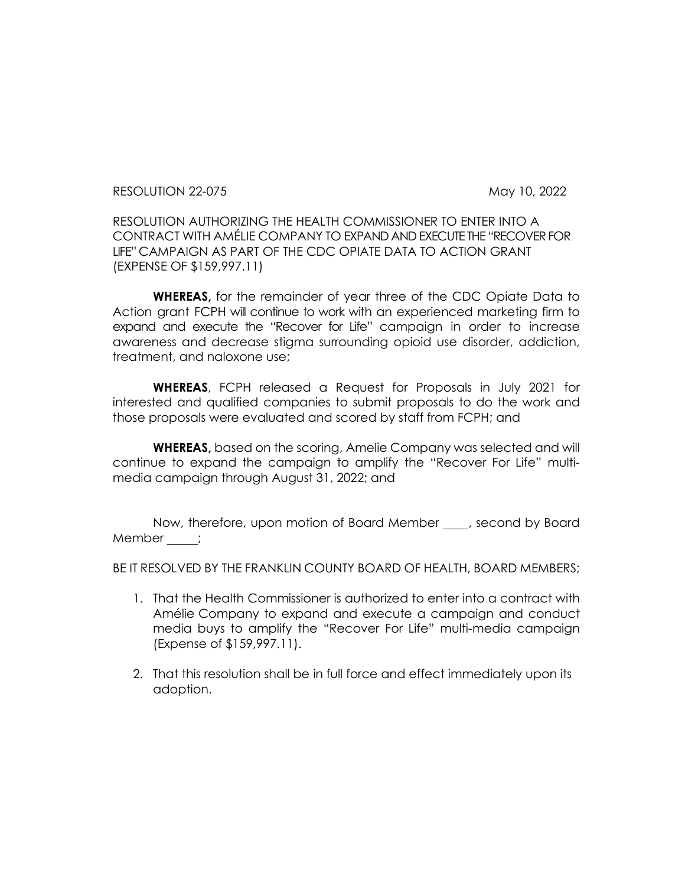RESOLUTION 22-075 May 10, 2022

RESOLUTION AUTHORIZING THE HEALTH COMMISSIONER TO ENTER INTO A CONTRACT WITH AMÉLIE COMPANY TO EXPAND AND EXECUTE THE "RECOVER FOR LIFE" CAMPAIGN AS PART OF THE CDC OPIATE DATA TO ACTION GRANT (EXPENSE OF $159,997.11)

**WHEREAS,** for the remainder of year three of the CDC Opiate Data to Action grant FCPH will continue to work with an experienced marketing firm to expand and execute the "Recover for Life" campaign in order to increase awareness and decrease stigma surrounding opioid use disorder, addiction, treatment, and naloxone use;

**WHEREAS**, FCPH released a Request for Proposals in July 2021 for interested and qualified companies to submit proposals to do the work and those proposals were evaluated and scored by staff from FCPH; and

**WHEREAS,** based on the scoring, Amelie Company was selected and will continue to expand the campaign to amplify the "Recover For Life" multi-media campaign through August 31, 2022; and

Now, therefore, upon motion of Board Member ____, second by Board Member _____;

BE IT RESOLVED BY THE FRANKLIN COUNTY BOARD OF HEALTH, BOARD MEMBERS;

1. That the Health Commissioner is authorized to enter into a contract with Amélie Company to expand and execute a campaign and conduct media buys to amplify the "Recover For Life" multi-media campaign (Expense of $159,997.11).
2. That this resolution shall be in full force and effect immediately upon its adoption.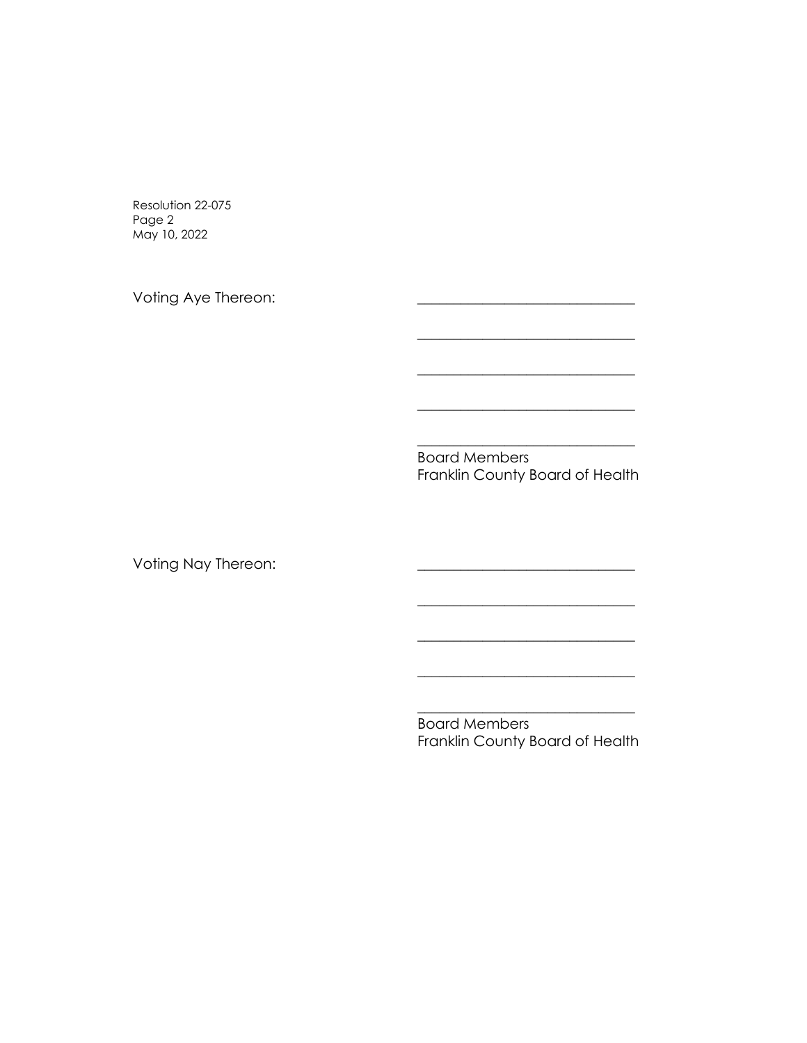Resolution 22-075
Page 2
May 10, 2022

Voting Aye Thereon:

______________________________

______________________________

______________________________

______________________________

______________________________
Board Members
Franklin County Board of Health

Voting Nay Thereon:

______________________________

______________________________

______________________________

______________________________

______________________________
Board Members
Franklin County Board of Health